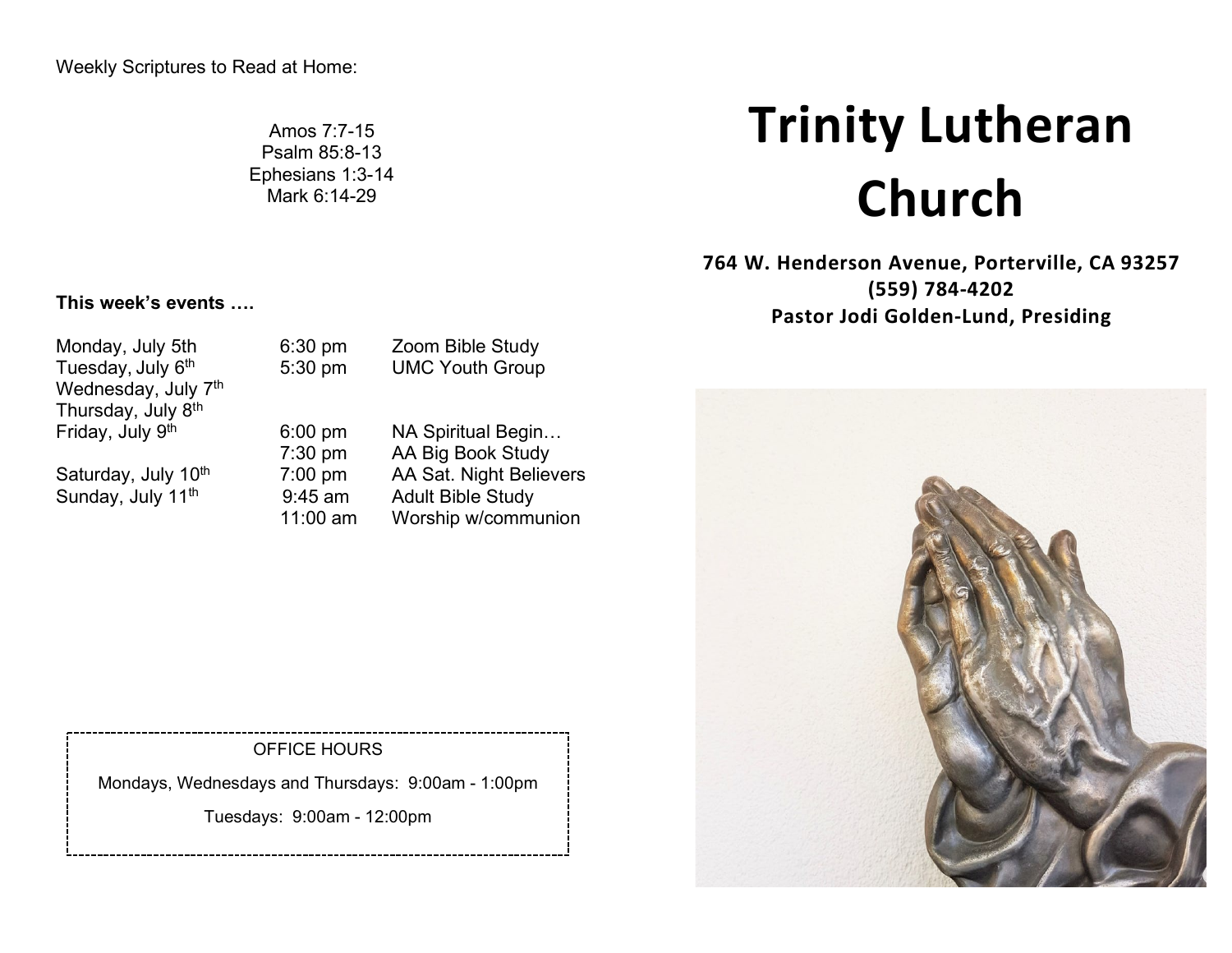Weekly Scriptures to Read at Home:

Amos 7:7-15
Psalm 85:8-13
Ephesians 1:3-14
Mark 6:14-29

**This week's events ….**

| | | |
|---|---|---|
| Monday, July 5th | 6:30 pm | Zoom Bible Study |
| Tuesday, July 6th | 5:30 pm | UMC Youth Group |
| Wednesday, July 7th | | |
| Thursday, July 8th | | |
| Friday, July 9th | 6:00 pm | NA Spiritual Begin… |
| | 7:30 pm | AA Big Book Study |
| Saturday, July 10th | 7:00 pm | AA Sat. Night Believers |
| Sunday, July 11th | 9:45 am | Adult Bible Study |
| | 11:00 am | Worship w/communion |

OFFICE HOURS

Mondays, Wednesdays and Thursdays: 9:00am - 1:00pm

Tuesdays: 9:00am - 12:00pm

# Trinity Lutheran Church

**764 W. Henderson Avenue, Porterville, CA 93257**
**(559) 784-4202**
**Pastor Jodi Golden-Lund, Presiding**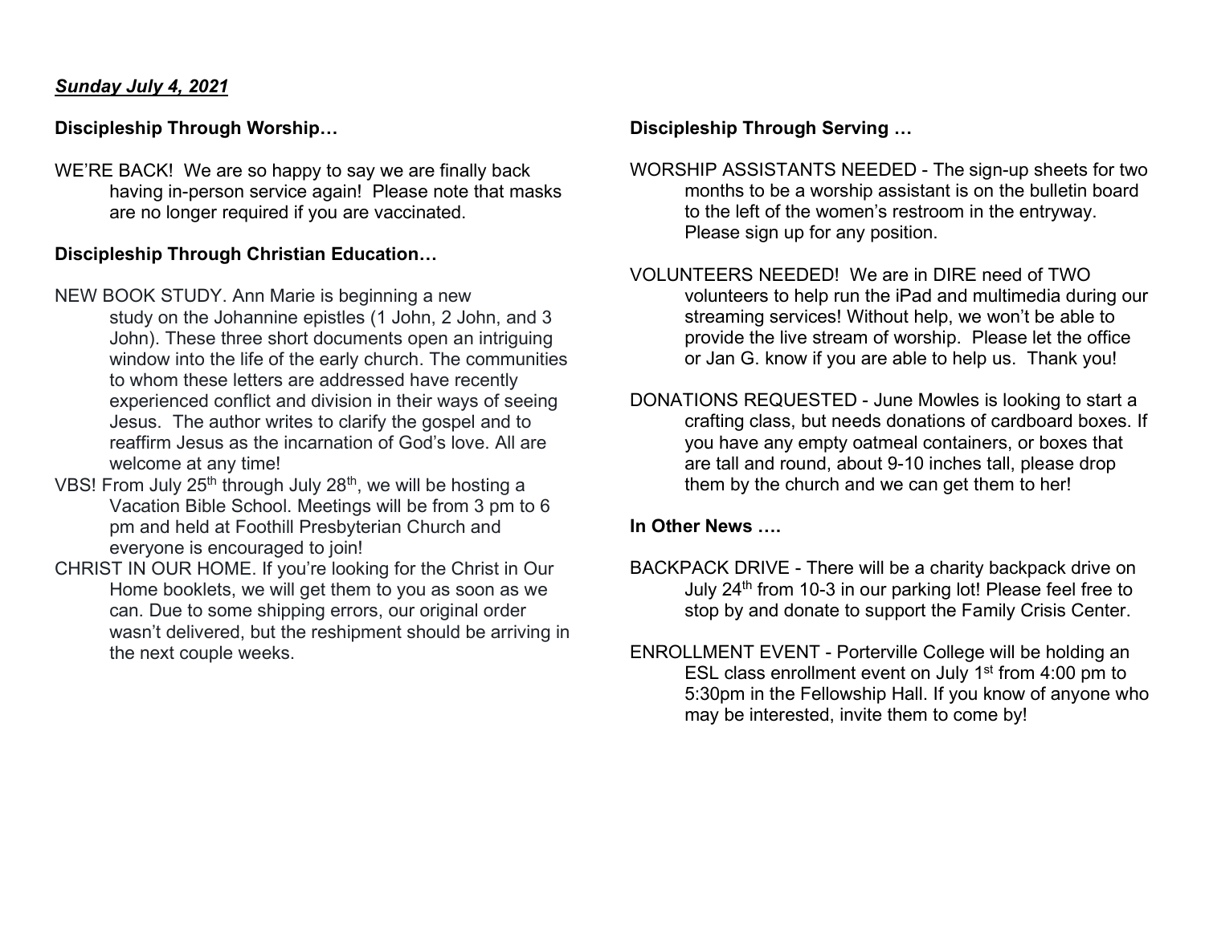***Sunday July 4, 2021***

**Discipleship Through Worship…**

WE'RE BACK! We are so happy to say we are finally back having in-person service again! Please note that masks are no longer required if you are vaccinated.

**Discipleship Through Christian Education…**

NEW BOOK STUDY. Ann Marie is beginning a new study on the Johannine epistles (1 John, 2 John, and 3 John). These three short documents open an intriguing window into the life of the early church. The communities to whom these letters are addressed have recently experienced conflict and division in their ways of seeing Jesus. The author writes to clarify the gospel and to reaffirm Jesus as the incarnation of God's love. All are welcome at any time!

VBS! From July 25th through July 28th, we will be hosting a Vacation Bible School. Meetings will be from 3 pm to 6 pm and held at Foothill Presbyterian Church and everyone is encouraged to join!

CHRIST IN OUR HOME. If you're looking for the Christ in Our Home booklets, we will get them to you as soon as we can. Due to some shipping errors, our original order wasn't delivered, but the reshipment should be arriving in the next couple weeks.

**Discipleship Through Serving …**

WORSHIP ASSISTANTS NEEDED - The sign-up sheets for two months to be a worship assistant is on the bulletin board to the left of the women's restroom in the entryway. Please sign up for any position.

VOLUNTEERS NEEDED! We are in DIRE need of TWO volunteers to help run the iPad and multimedia during our streaming services! Without help, we won't be able to provide the live stream of worship. Please let the office or Jan G. know if you are able to help us. Thank you!

DONATIONS REQUESTED - June Mowles is looking to start a crafting class, but needs donations of cardboard boxes. If you have any empty oatmeal containers, or boxes that are tall and round, about 9-10 inches tall, please drop them by the church and we can get them to her!

**In Other News ….**

BACKPACK DRIVE - There will be a charity backpack drive on July 24th from 10-3 in our parking lot! Please feel free to stop by and donate to support the Family Crisis Center.

ENROLLMENT EVENT - Porterville College will be holding an ESL class enrollment event on July 1st from 4:00 pm to 5:30pm in the Fellowship Hall. If you know of anyone who may be interested, invite them to come by!